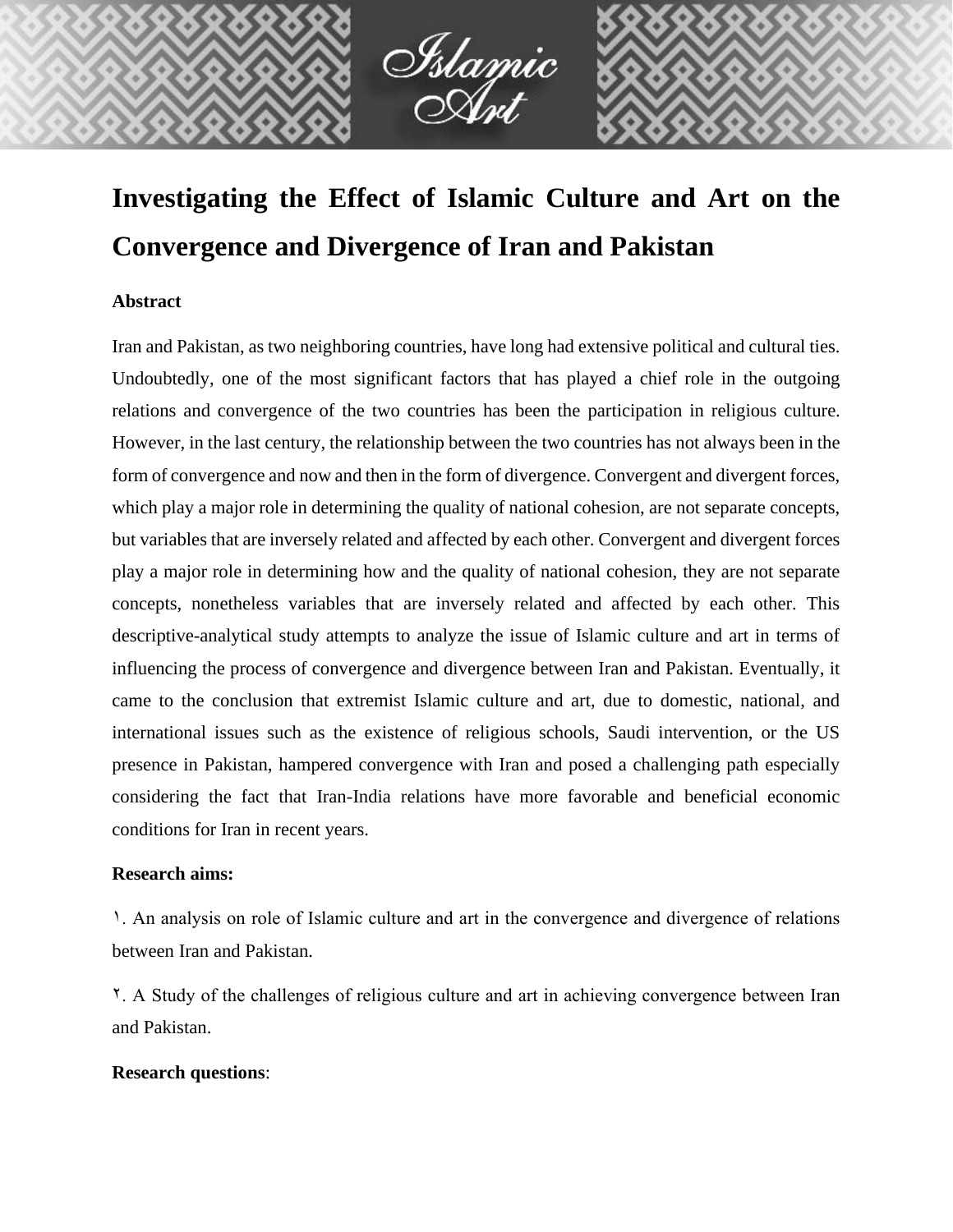# Investigating the Effect of Islamic Culture and Art on the Convergence and Divergence of Iran and Pakistan

**Abstract**

Iran and Pakistan, as two neighboring countries, have long had extensive political and cultural ties. Undoubtedly, one of the most significant factors that has played a chief role in the outgoing relations and convergence of the two countries has been the participation in religious culture. However, in the last century, the relationship between the two countries has not always been in the form of convergence and now and then in the form of divergence. Convergent and divergent forces, which play a major role in determining the quality of national cohesion, are not separate concepts, but variables that are inversely related and affected by each other. Convergent and divergent forces play a major role in determining how and the quality of national cohesion, they are not separate concepts, nonetheless variables that are inversely related and affected by each other. This descriptive-analytical study attempts to analyze the issue of Islamic culture and art in terms of influencing the process of convergence and divergence between Iran and Pakistan. Eventually, it came to the conclusion that extremist Islamic culture and art, due to domestic, national, and international issues such as the existence of religious schools, Saudi intervention, or the US presence in Pakistan, hampered convergence with Iran and posed a challenging path especially considering the fact that Iran-India relations have more favorable and beneficial economic conditions for Iran in recent years.

**Research aims:**

١. An analysis on role of Islamic culture and art in the convergence and divergence of relations between Iran and Pakistan.

٢. A Study of the challenges of religious culture and art in achieving convergence between Iran and Pakistan.

**Research questions**: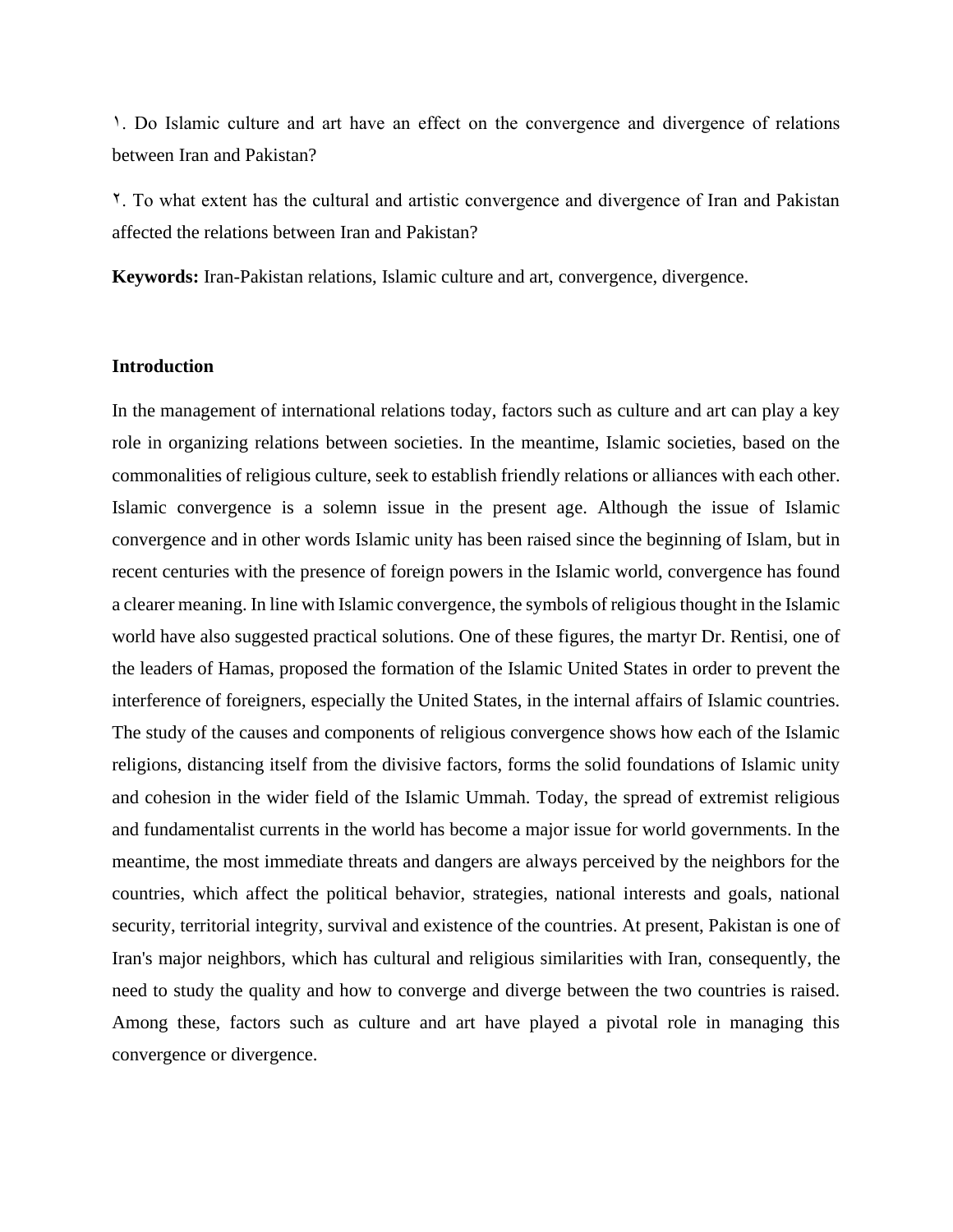١. Do Islamic culture and art have an effect on the convergence and divergence of relations between Iran and Pakistan?

٢. To what extent has the cultural and artistic convergence and divergence of Iran and Pakistan affected the relations between Iran and Pakistan?

**Keywords:** Iran-Pakistan relations, Islamic culture and art, convergence, divergence.

## Introduction

In the management of international relations today, factors such as culture and art can play a key role in organizing relations between societies. In the meantime, Islamic societies, based on the commonalities of religious culture, seek to establish friendly relations or alliances with each other. Islamic convergence is a solemn issue in the present age. Although the issue of Islamic convergence and in other words Islamic unity has been raised since the beginning of Islam, but in recent centuries with the presence of foreign powers in the Islamic world, convergence has found a clearer meaning. In line with Islamic convergence, the symbols of religious thought in the Islamic world have also suggested practical solutions. One of these figures, the martyr Dr. Rentisi, one of the leaders of Hamas, proposed the formation of the Islamic United States in order to prevent the interference of foreigners, especially the United States, in the internal affairs of Islamic countries. The study of the causes and components of religious convergence shows how each of the Islamic religions, distancing itself from the divisive factors, forms the solid foundations of Islamic unity and cohesion in the wider field of the Islamic Ummah. Today, the spread of extremist religious and fundamentalist currents in the world has become a major issue for world governments. In the meantime, the most immediate threats and dangers are always perceived by the neighbors for the countries, which affect the political behavior, strategies, national interests and goals, national security, territorial integrity, survival and existence of the countries. At present, Pakistan is one of Iran's major neighbors, which has cultural and religious similarities with Iran, consequently, the need to study the quality and how to converge and diverge between the two countries is raised. Among these, factors such as culture and art have played a pivotal role in managing this convergence or divergence.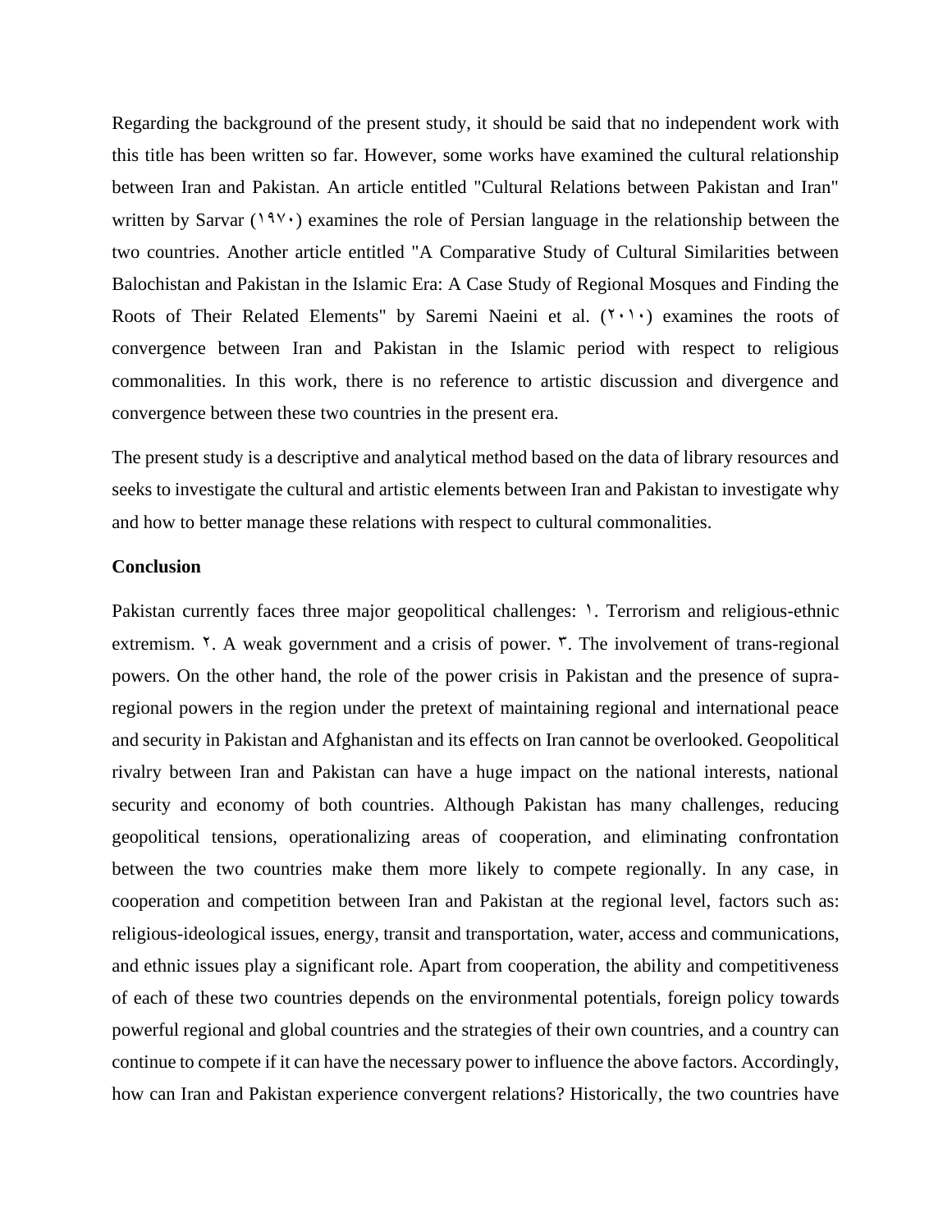Regarding the background of the present study, it should be said that no independent work with this title has been written so far. However, some works have examined the cultural relationship between Iran and Pakistan. An article entitled "Cultural Relations between Pakistan and Iran" written by Sarvar (۱۹۷۰) examines the role of Persian language in the relationship between the two countries. Another article entitled "A Comparative Study of Cultural Similarities between Balochistan and Pakistan in the Islamic Era: A Case Study of Regional Mosques and Finding the Roots of Their Related Elements" by Saremi Naeini et al. (۲۰۱۰) examines the roots of convergence between Iran and Pakistan in the Islamic period with respect to religious commonalities. In this work, there is no reference to artistic discussion and divergence and convergence between these two countries in the present era.

The present study is a descriptive and analytical method based on the data of library resources and seeks to investigate the cultural and artistic elements between Iran and Pakistan to investigate why and how to better manage these relations with respect to cultural commonalities.

**Conclusion**

Pakistan currently faces three major geopolitical challenges: ۱. Terrorism and religious-ethnic extremism. ۲. A weak government and a crisis of power. ۳. The involvement of trans-regional powers. On the other hand, the role of the power crisis in Pakistan and the presence of supra-regional powers in the region under the pretext of maintaining regional and international peace and security in Pakistan and Afghanistan and its effects on Iran cannot be overlooked. Geopolitical rivalry between Iran and Pakistan can have a huge impact on the national interests, national security and economy of both countries. Although Pakistan has many challenges, reducing geopolitical tensions, operationalizing areas of cooperation, and eliminating confrontation between the two countries make them more likely to compete regionally. In any case, in cooperation and competition between Iran and Pakistan at the regional level, factors such as: religious-ideological issues, energy, transit and transportation, water, access and communications, and ethnic issues play a significant role. Apart from cooperation, the ability and competitiveness of each of these two countries depends on the environmental potentials, foreign policy towards powerful regional and global countries and the strategies of their own countries, and a country can continue to compete if it can have the necessary power to influence the above factors. Accordingly, how can Iran and Pakistan experience convergent relations? Historically, the two countries have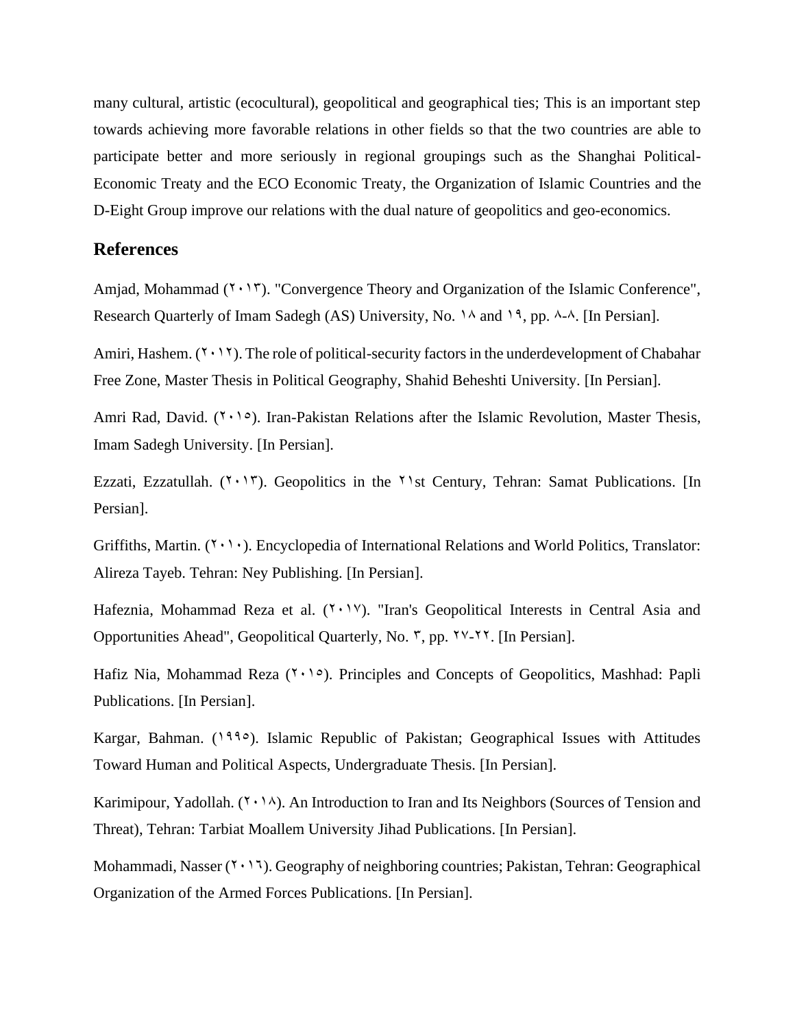many cultural, artistic (ecocultural), geopolitical and geographical ties; This is an important step towards achieving more favorable relations in other fields so that the two countries are able to participate better and more seriously in regional groupings such as the Shanghai Political-Economic Treaty and the ECO Economic Treaty, the Organization of Islamic Countries and the D-Eight Group improve our relations with the dual nature of geopolitics and geo-economics.

## References

Amjad, Mohammad (۲۰۱۳). "Convergence Theory and Organization of the Islamic Conference", Research Quarterly of Imam Sadegh (AS) University, No. ۱۸ and ۱۹, pp. ۸-۸. [In Persian].

Amiri, Hashem. (۲۰۱۲). The role of political-security factors in the underdevelopment of Chabahar Free Zone, Master Thesis in Political Geography, Shahid Beheshti University. [In Persian].

Amri Rad, David. (۲۰۱۵). Iran-Pakistan Relations after the Islamic Revolution, Master Thesis, Imam Sadegh University. [In Persian].

Ezzati, Ezzatullah. (۲۰۱۳). Geopolitics in the ۲۱st Century, Tehran: Samat Publications. [In Persian].

Griffiths, Martin. (۲۰۱۰). Encyclopedia of International Relations and World Politics, Translator: Alireza Tayeb. Tehran: Ney Publishing. [In Persian].

Hafeznia, Mohammad Reza et al. (۲۰۱۷). "Iran's Geopolitical Interests in Central Asia and Opportunities Ahead", Geopolitical Quarterly, No. ۳, pp. ۲۷-۲۲. [In Persian].

Hafiz Nia, Mohammad Reza (۲۰۱۵). Principles and Concepts of Geopolitics, Mashhad: Papli Publications. [In Persian].

Kargar, Bahman. (۱۹۹۵). Islamic Republic of Pakistan; Geographical Issues with Attitudes Toward Human and Political Aspects, Undergraduate Thesis. [In Persian].

Karimipour, Yadollah. (۲۰۱۸). An Introduction to Iran and Its Neighbors (Sources of Tension and Threat), Tehran: Tarbiat Moallem University Jihad Publications. [In Persian].

Mohammadi, Nasser (۲۰۱٦). Geography of neighboring countries; Pakistan, Tehran: Geographical Organization of the Armed Forces Publications. [In Persian].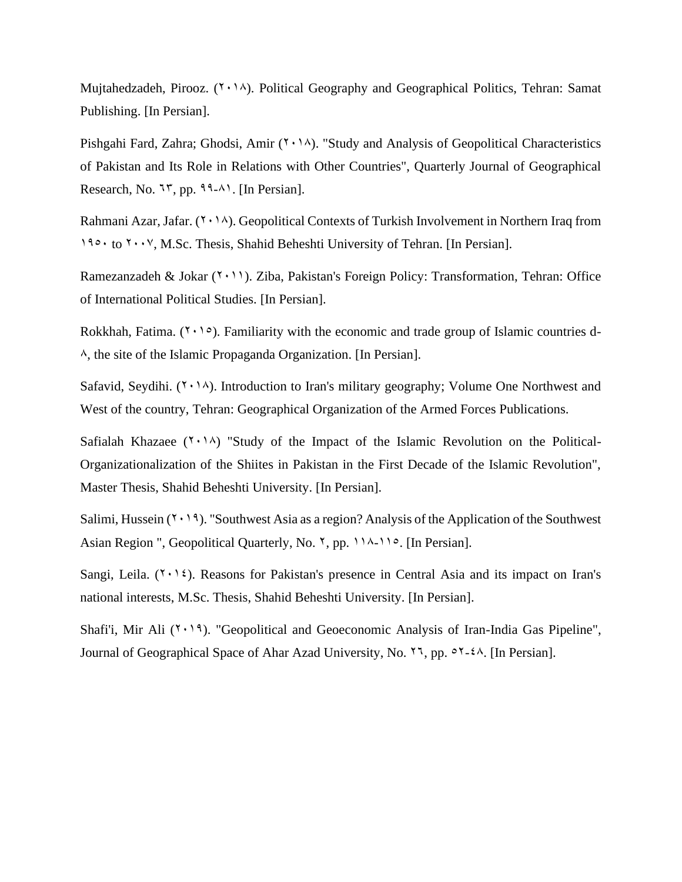Mujtahedzadeh, Pirooz. (۲۰۱۸). Political Geography and Geographical Politics, Tehran: Samat Publishing. [In Persian].

Pishgahi Fard, Zahra; Ghodsi, Amir (۲۰۱۸). "Study and Analysis of Geopolitical Characteristics of Pakistan and Its Role in Relations with Other Countries", Quarterly Journal of Geographical Research, No. ٦٣, pp. ٩٩-٨١. [In Persian].

Rahmani Azar, Jafar. (۲۰۱۸). Geopolitical Contexts of Turkish Involvement in Northern Iraq from ١٩٥٠ to ٢٠٠٧, M.Sc. Thesis, Shahid Beheshti University of Tehran. [In Persian].

Ramezanzadeh & Jokar (٢٠١١). Ziba, Pakistan's Foreign Policy: Transformation, Tehran: Office of International Political Studies. [In Persian].

Rokkhah, Fatima. (٢٠١٥). Familiarity with the economic and trade group of Islamic countries d-٨, the site of the Islamic Propaganda Organization. [In Persian].

Safavid, Seydihi. (۲۰۱۸). Introduction to Iran's military geography; Volume One Northwest and West of the country, Tehran: Geographical Organization of the Armed Forces Publications.

Safialah Khazaee (۲۰۱۸) "Study of the Impact of the Islamic Revolution on the Political-Organizationalization of the Shiites in Pakistan in the First Decade of the Islamic Revolution", Master Thesis, Shahid Beheshti University. [In Persian].

Salimi, Hussein (٢٠١٩). "Southwest Asia as a region? Analysis of the Application of the Southwest Asian Region ", Geopolitical Quarterly, No. ٢, pp. ١١٨-١١٥. [In Persian].

Sangi, Leila. (٢٠١٤). Reasons for Pakistan's presence in Central Asia and its impact on Iran's national interests, M.Sc. Thesis, Shahid Beheshti University. [In Persian].

Shafi'i, Mir Ali (٢٠١٩). "Geopolitical and Geoeconomic Analysis of Iran-India Gas Pipeline", Journal of Geographical Space of Ahar Azad University, No. ٢٦, pp. ٥٢-٤٨. [In Persian].